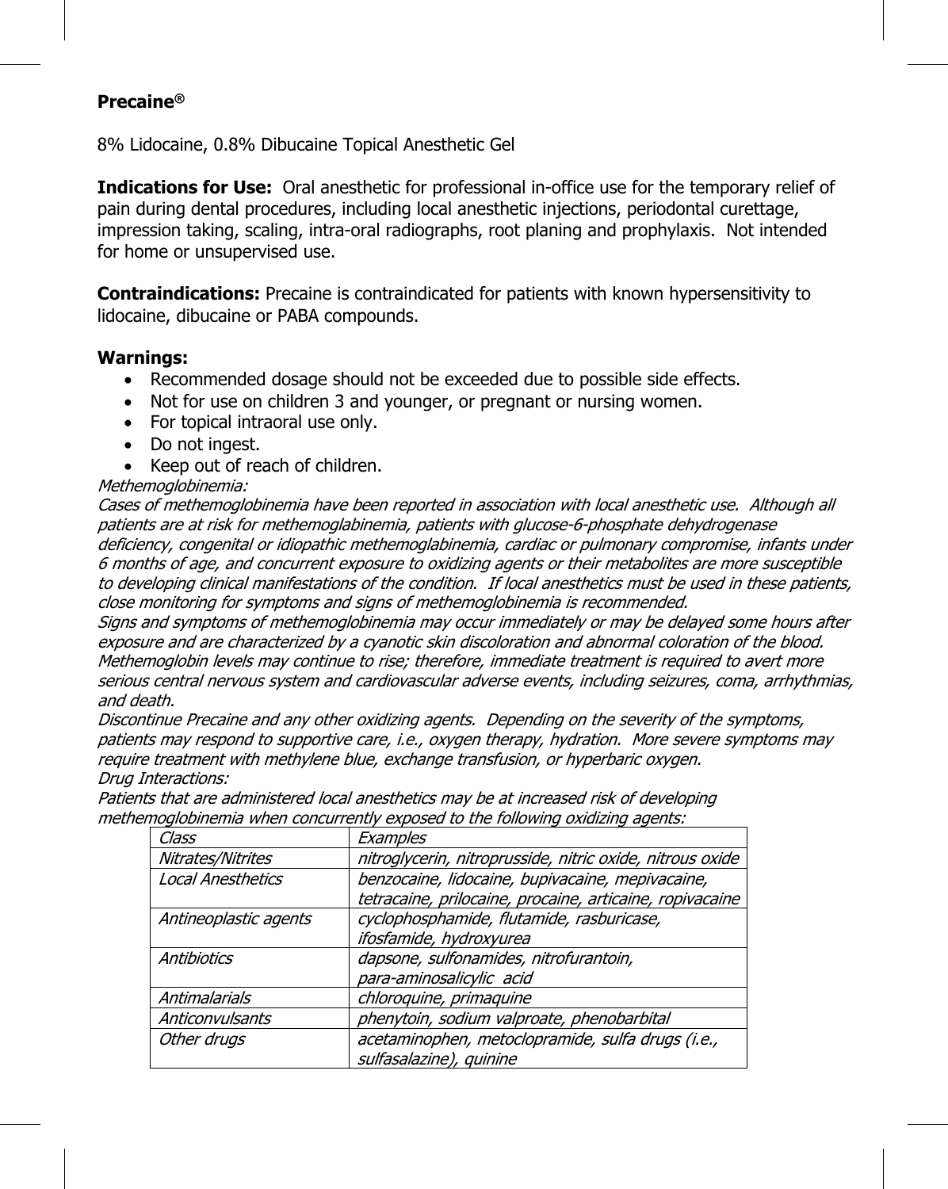**Precaine®**

8% Lidocaine, 0.8% Dibucaine Topical Anesthetic Gel

**Indications for Use:** Oral anesthetic for professional in-office use for the temporary relief of pain during dental procedures, including local anesthetic injections, periodontal curettage, impression taking, scaling, intra-oral radiographs, root planing and prophylaxis. Not intended for home or unsupervised use.

**Contraindications:** Precaine is contraindicated for patients with known hypersensitivity to lidocaine, dibucaine or PABA compounds.

**Warnings:**

- Recommended dosage should not be exceeded due to possible side effects.
- Not for use on children 3 and younger, or pregnant or nursing women.
- For topical intraoral use only.
- Do not ingest.
- Keep out of reach of children.

*Methemoglobinemia:*

*Cases of methemoglobinemia have been reported in association with local anesthetic use. Although all patients are at risk for methemoglabinemia, patients with glucose-6-phosphate dehydrogenase deficiency, congenital or idiopathic methemoglabinemia, cardiac or pulmonary compromise, infants under 6 months of age, and concurrent exposure to oxidizing agents or their metabolites are more susceptible to developing clinical manifestations of the condition. If local anesthetics must be used in these patients, close monitoring for symptoms and signs of methemoglobinemia is recommended.*

*Signs and symptoms of methemoglobinemia may occur immediately or may be delayed some hours after exposure and are characterized by a cyanotic skin discoloration and abnormal coloration of the blood. Methemoglobin levels may continue to rise; therefore, immediate treatment is required to avert more serious central nervous system and cardiovascular adverse events, including seizures, coma, arrhythmias, and death.*

*Discontinue Precaine and any other oxidizing agents. Depending on the severity of the symptoms, patients may respond to supportive care, i.e., oxygen therapy, hydration. More severe symptoms may require treatment with methylene blue, exchange transfusion, or hyperbaric oxygen.*

*Drug Interactions:*

*Patients that are administered local anesthetics may be at increased risk of developing methemoglobinemia when concurrently exposed to the following oxidizing agents:*

| *Class* | *Examples* |
|---|---|
| *Nitrates/Nitrites* | *nitroglycerin, nitroprusside, nitric oxide, nitrous oxide* |
| *Local Anesthetics* | *benzocaine, lidocaine, bupivacaine, mepivacaine, tetracaine, prilocaine, procaine, articaine, ropivacaine* |
| *Antineoplastic agents* | *cyclophosphamide, flutamide, rasburicase, ifosfamide, hydroxyurea* |
| *Antibiotics* | *dapsone, sulfonamides, nitrofurantoin, para-aminosalicylic acid* |
| *Antimalarials* | *chloroquine, primaquine* |
| *Anticonvulsants* | *phenytoin, sodium valproate, phenobarbital* |
| *Other drugs* | *acetaminophen, metoclopramide, sulfa drugs (i.e., sulfasalazine), quinine* |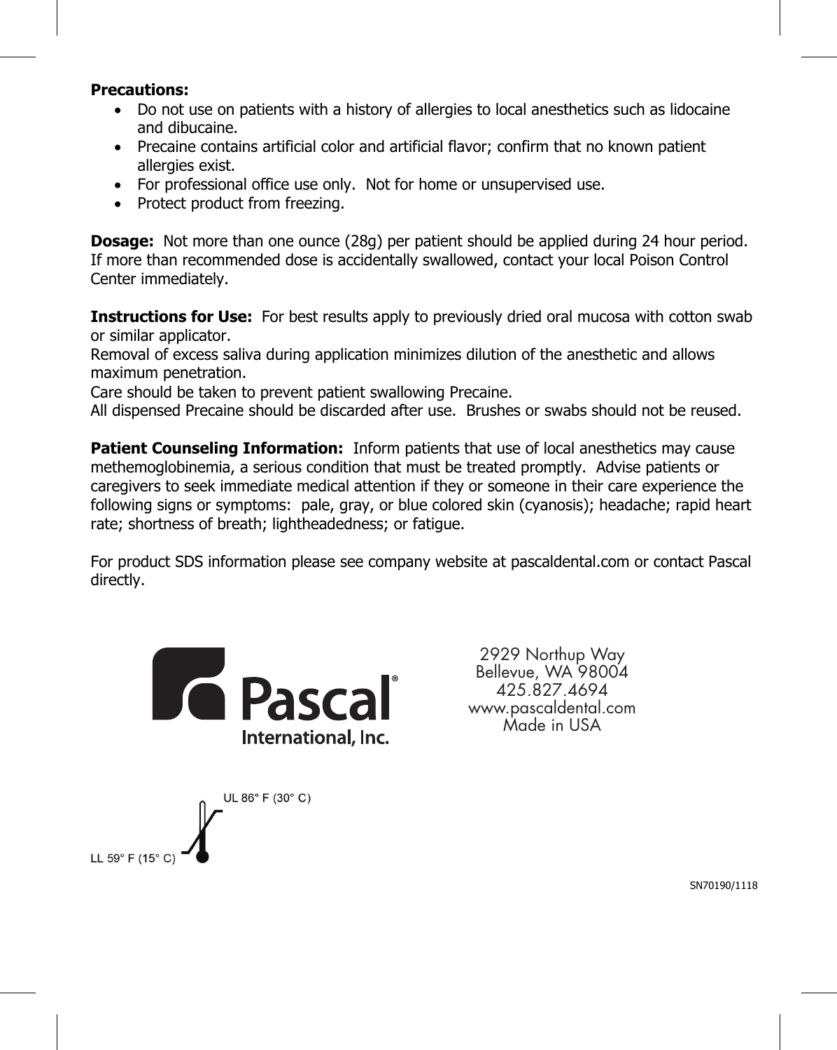**Precautions:**

- Do not use on patients with a history of allergies to local anesthetics such as lidocaine and dibucaine.
- Precaine contains artificial color and artificial flavor; confirm that no known patient allergies exist.
- For professional office use only.  Not for home or unsupervised use.
- Protect product from freezing.

**Dosage:**  Not more than one ounce (28g) per patient should be applied during 24 hour period. If more than recommended dose is accidentally swallowed, contact your local Poison Control Center immediately.

**Instructions for Use:**  For best results apply to previously dried oral mucosa with cotton swab or similar applicator.
Removal of excess saliva during application minimizes dilution of the anesthetic and allows maximum penetration.
Care should be taken to prevent patient swallowing Precaine.
All dispensed Precaine should be discarded after use.  Brushes or swabs should not be reused.

**Patient Counseling Information:**  Inform patients that use of local anesthetics may cause methemoglobinemia, a serious condition that must be treated promptly.  Advise patients or caregivers to seek immediate medical attention if they or someone in their care experience the following signs or symptoms:  pale, gray, or blue colored skin (cyanosis); headache; rapid heart rate; shortness of breath; lightheadedness; or fatigue.

For product SDS information please see company website at pascaldental.com or contact Pascal directly.

Pascal® International, Inc.

2929 Northup Way
Bellevue, WA 98004
425.827.4694
www.pascaldental.com
Made in USA

UL 86° F (30° C)
LL 59° F (15° C)

SN70190/1118